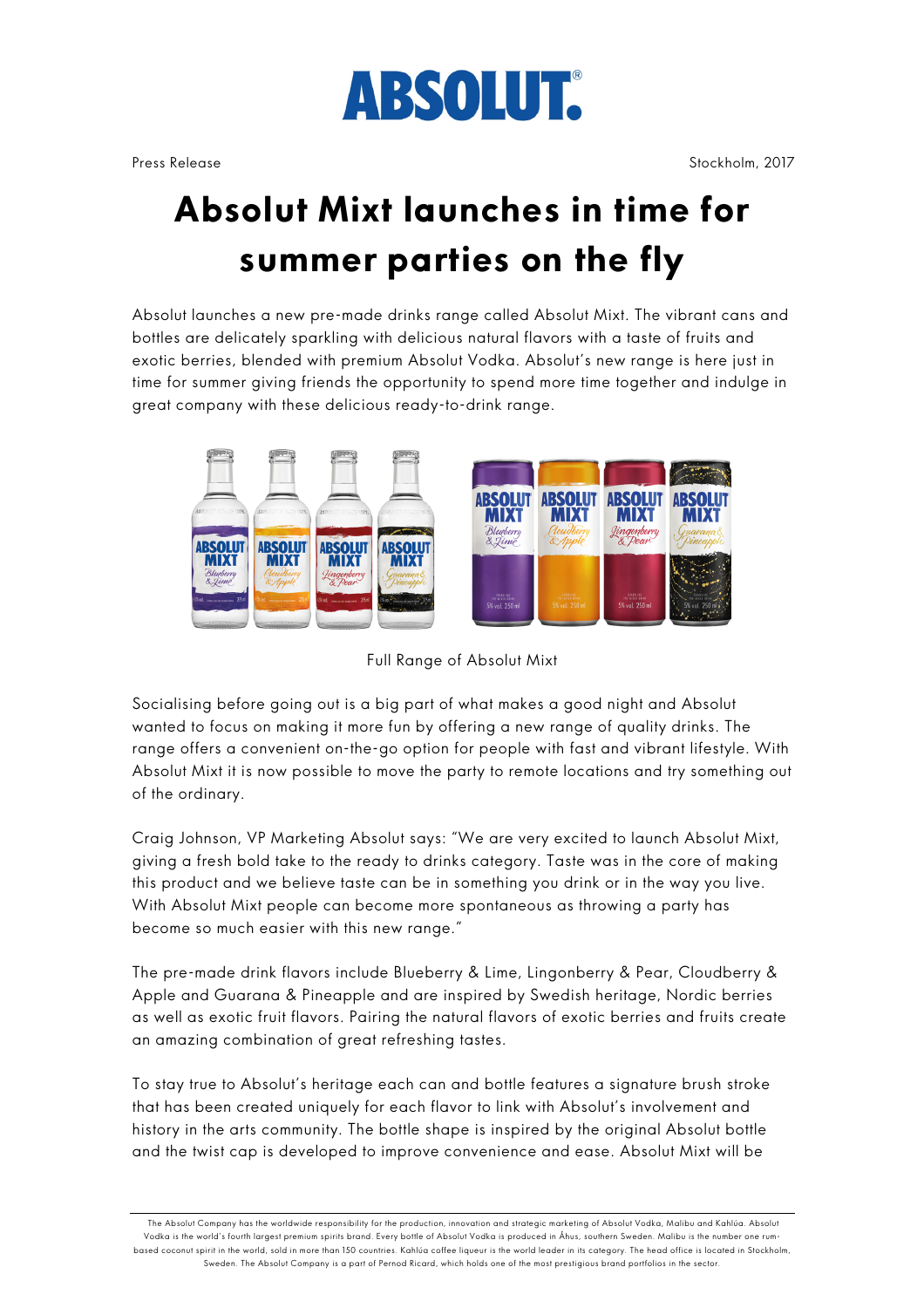ABSOLUT.

Press Release

Stockholm, 2017

# Absolut Mixt launches in time for summer parties on the fly

Absolut launches a new pre-made drinks range called Absolut Mixt. The vibrant cans and bottles are delicately sparkling with delicious natural flavors with a taste of fruits and exotic berries, blended with premium Absolut Vodka. Absolut's new range is here just in time for summer giving friends the opportunity to spend more time together and indulge in great company with these delicious ready-to-drink range.

Full Range of Absolut Mixt

Socialising before going out is a big part of what makes a good night and Absolut wanted to focus on making it more fun by offering a new range of quality drinks. The range offers a convenient on-the-go option for people with fast and vibrant lifestyle. With Absolut Mixt it is now possible to move the party to remote locations and try something out of the ordinary.

Craig Johnson, VP Marketing Absolut says: "We are very excited to launch Absolut Mixt, giving a fresh bold take to the ready to drinks category. Taste was in the core of making this product and we believe taste can be in something you drink or in the way you live. With Absolut Mixt people can become more spontaneous as throwing a party has become so much easier with this new range."

The pre-made drink flavors include Blueberry & Lime, Lingonberry & Pear, Cloudberry & Apple and Guarana & Pineapple and are inspired by Swedish heritage, Nordic berries as well as exotic fruit flavors. Pairing the natural flavors of exotic berries and fruits create an amazing combination of great refreshing tastes.

To stay true to Absolut's heritage each can and bottle features a signature brush stroke that has been created uniquely for each flavor to link with Absolut's involvement and history in the arts community. The bottle shape is inspired by the original Absolut bottle and the twist cap is developed to improve convenience and ease. Absolut Mixt will be

The Absolut Company has the worldwide responsibility for the production, innovation and strategic marketing of Absolut Vodka, Malibu and Kahlúa. Absolut Vodka is the world's fourth largest premium spirits brand. Every bottle of Absolut Vodka is produced in Åhus, southern Sweden. Malibu is the number one rum-based coconut spirit in the world, sold in more than 150 countries. Kahlúa coffee liqueur is the world leader in its category. The head office is located in Stockholm, Sweden. The Absolut Company is a part of Pernod Ricard, which holds one of the most prestigious brand portfolios in the sector.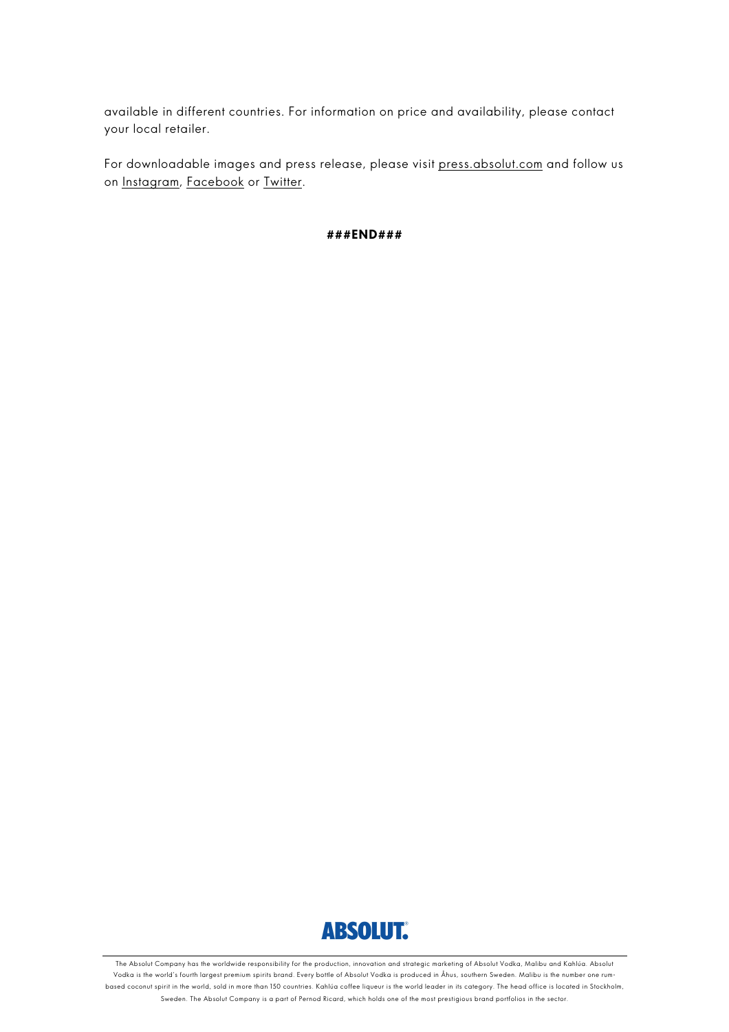available in different countries. For information on price and availability, please contact your local retailer.

For downloadable images and press release, please visit press.absolut.com and follow us on Instagram, Facebook or Twitter.

**###END###**

ABSOLUT.

The Absolut Company has the worldwide responsibility for the production, innovation and strategic marketing of Absolut Vodka, Malibu and Kahlúa. Absolut Vodka is the world's fourth largest premium spirits brand. Every bottle of Absolut Vodka is produced in Åhus, southern Sweden. Malibu is the number one rum-based coconut spirit in the world, sold in more than 150 countries. Kahlúa coffee liqueur is the world leader in its category. The head office is located in Stockholm, Sweden. The Absolut Company is a part of Pernod Ricard, which holds one of the most prestigious brand portfolios in the sector.